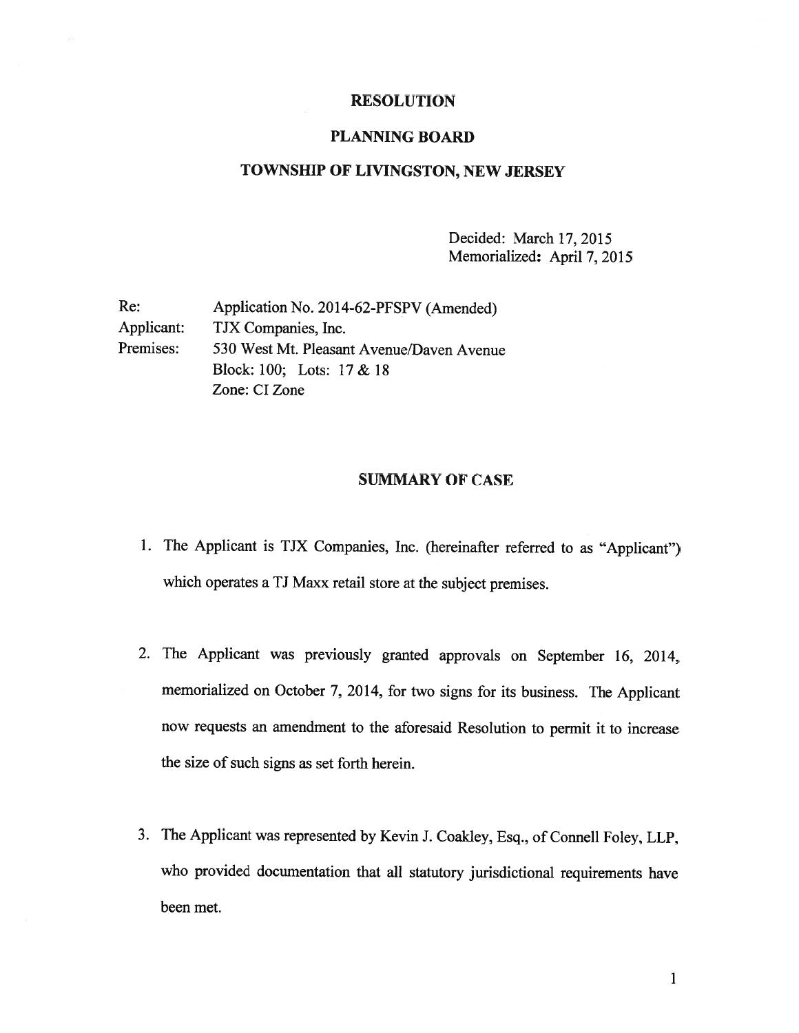# RESOLUTION

## PLANNING BOARD

## TOWNSHIP OF LIVINGSTON, NEW JERSEY

Decided: March 17, 2015
Memorialized: April 7, 2015

Re: Application No. 2014-62-PFSPV (Amended)
Applicant: TJX Companies, Inc.
Premises: 530 West Mt. Pleasant Avenue/Daven Avenue
Block: 100; Lots: 17 & 18
Zone: CI Zone

## SUMMARY OF CASE

1. The Applicant is TJX Companies, Inc. (hereinafter referred to as "Applicant") which operates a TJ Maxx retail store at the subject premises.

2. The Applicant was previously granted approvals on September 16, 2014, memorialized on October 7, 2014, for two signs for its business. The Applicant now requests an amendment to the aforesaid Resolution to permit it to increase the size of such signs as set forth herein.

3. The Applicant was represented by Kevin J. Coakley, Esq., of Connell Foley, LLP, who provided documentation that all statutory jurisdictional requirements have been met.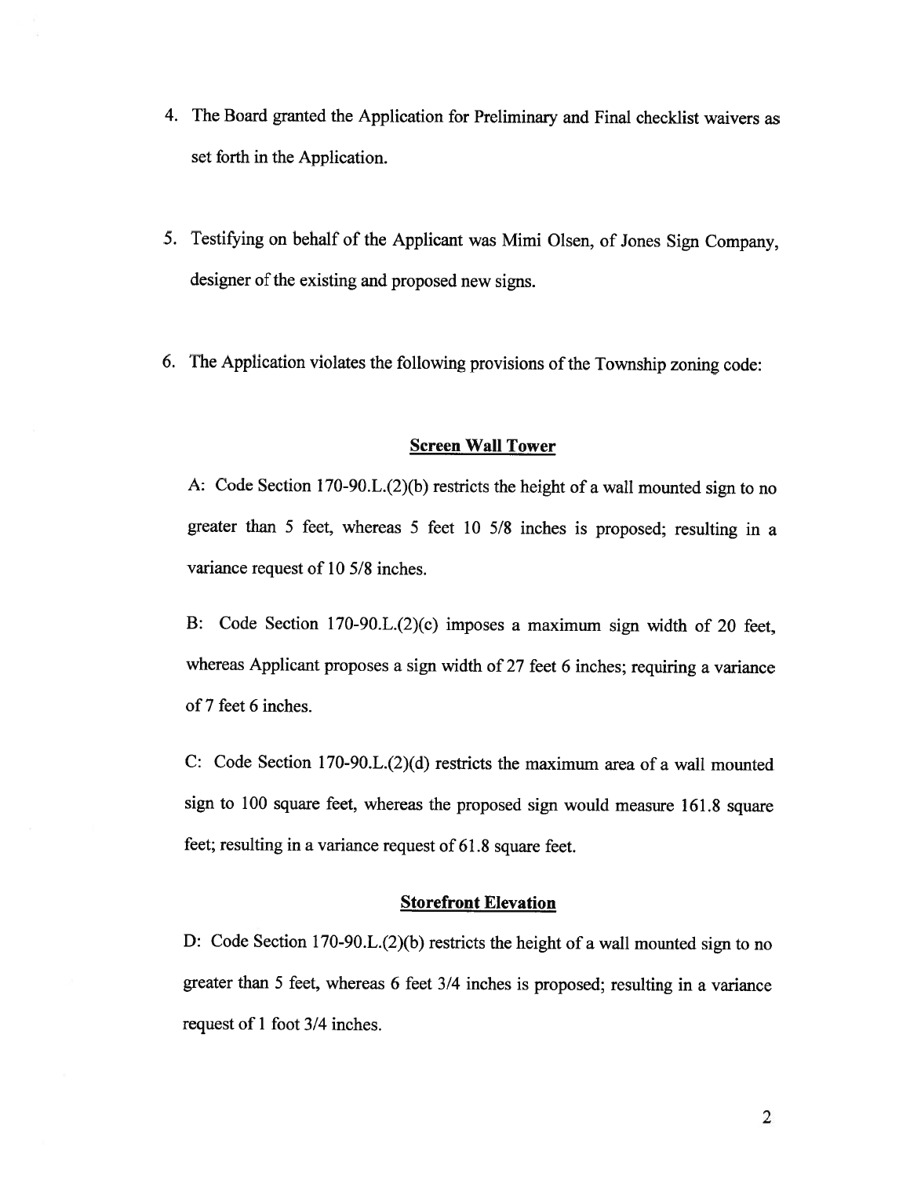4. The Board granted the Application for Preliminary and Final checklist waivers as set forth in the Application.

5. Testifying on behalf of the Applicant was Mimi Olsen, of Jones Sign Company, designer of the existing and proposed new signs.

6. The Application violates the following provisions of the Township zoning code:

**Screen Wall Tower**

A: Code Section 170-90.L.(2)(b) restricts the height of a wall mounted sign to no greater than 5 feet, whereas 5 feet 10 5/8 inches is proposed; resulting in a variance request of 10 5/8 inches.

B: Code Section 170-90.L.(2)(c) imposes a maximum sign width of 20 feet, whereas Applicant proposes a sign width of 27 feet 6 inches; requiring a variance of 7 feet 6 inches.

C: Code Section 170-90.L.(2)(d) restricts the maximum area of a wall mounted sign to 100 square feet, whereas the proposed sign would measure 161.8 square feet; resulting in a variance request of 61.8 square feet.

**Storefront Elevation**

D: Code Section 170-90.L.(2)(b) restricts the height of a wall mounted sign to no greater than 5 feet, whereas 6 feet 3/4 inches is proposed; resulting in a variance request of 1 foot 3/4 inches.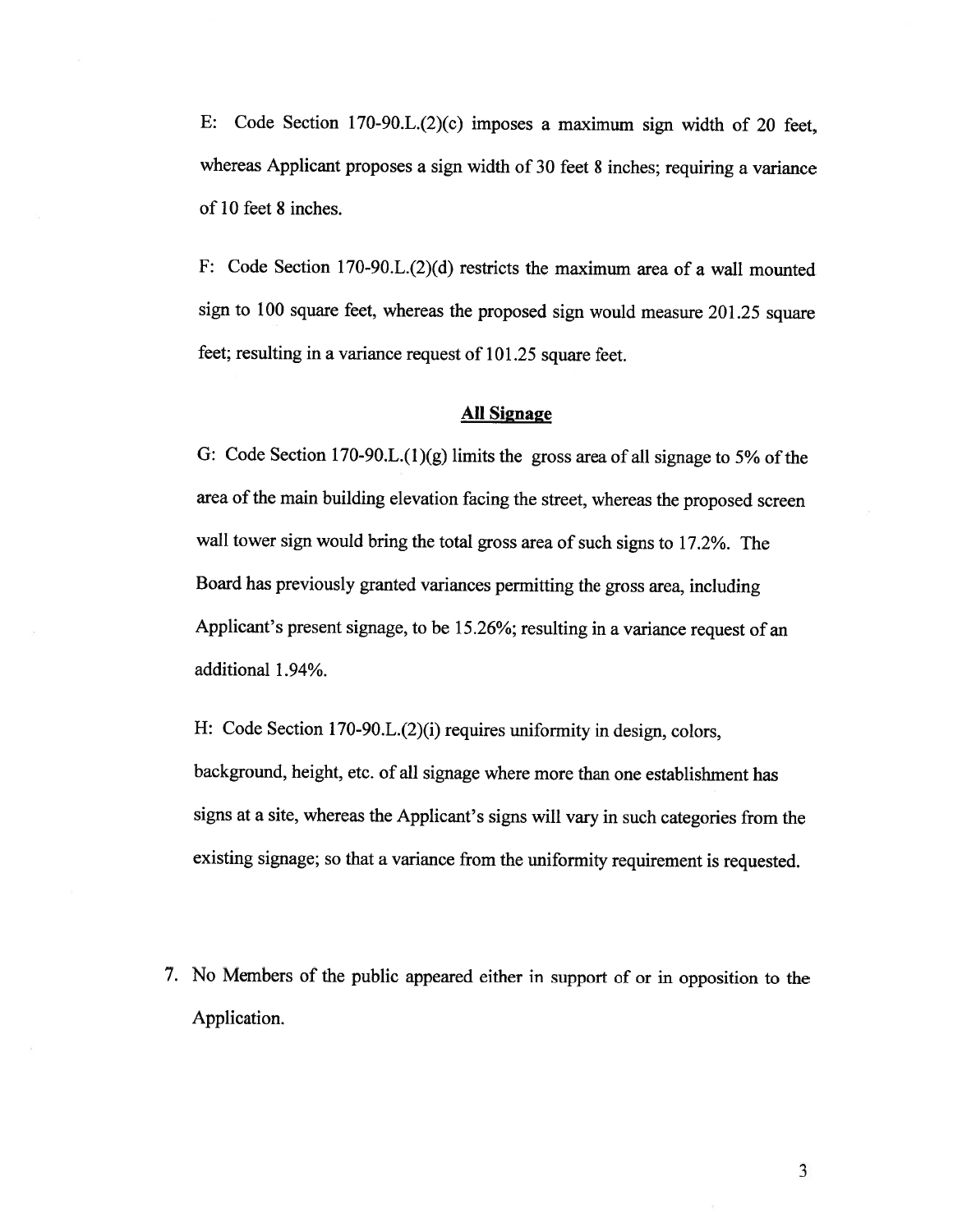E: Code Section 170-90.L.(2)(c) imposes a maximum sign width of 20 feet, whereas Applicant proposes a sign width of 30 feet 8 inches; requiring a variance of 10 feet 8 inches.

F: Code Section 170-90.L.(2)(d) restricts the maximum area of a wall mounted sign to 100 square feet, whereas the proposed sign would measure 201.25 square feet; resulting in a variance request of 101.25 square feet.

**<u>All Signage</u>**

G: Code Section 170-90.L.(1)(g) limits the gross area of all signage to 5% of the area of the main building elevation facing the street, whereas the proposed screen wall tower sign would bring the total gross area of such signs to 17.2%. The Board has previously granted variances permitting the gross area, including Applicant's present signage, to be 15.26%; resulting in a variance request of an additional 1.94%.

H: Code Section 170-90.L.(2)(i) requires uniformity in design, colors, background, height, etc. of all signage where more than one establishment has signs at a site, whereas the Applicant's signs will vary in such categories from the existing signage; so that a variance from the uniformity requirement is requested.

7. No Members of the public appeared either in support of or in opposition to the Application.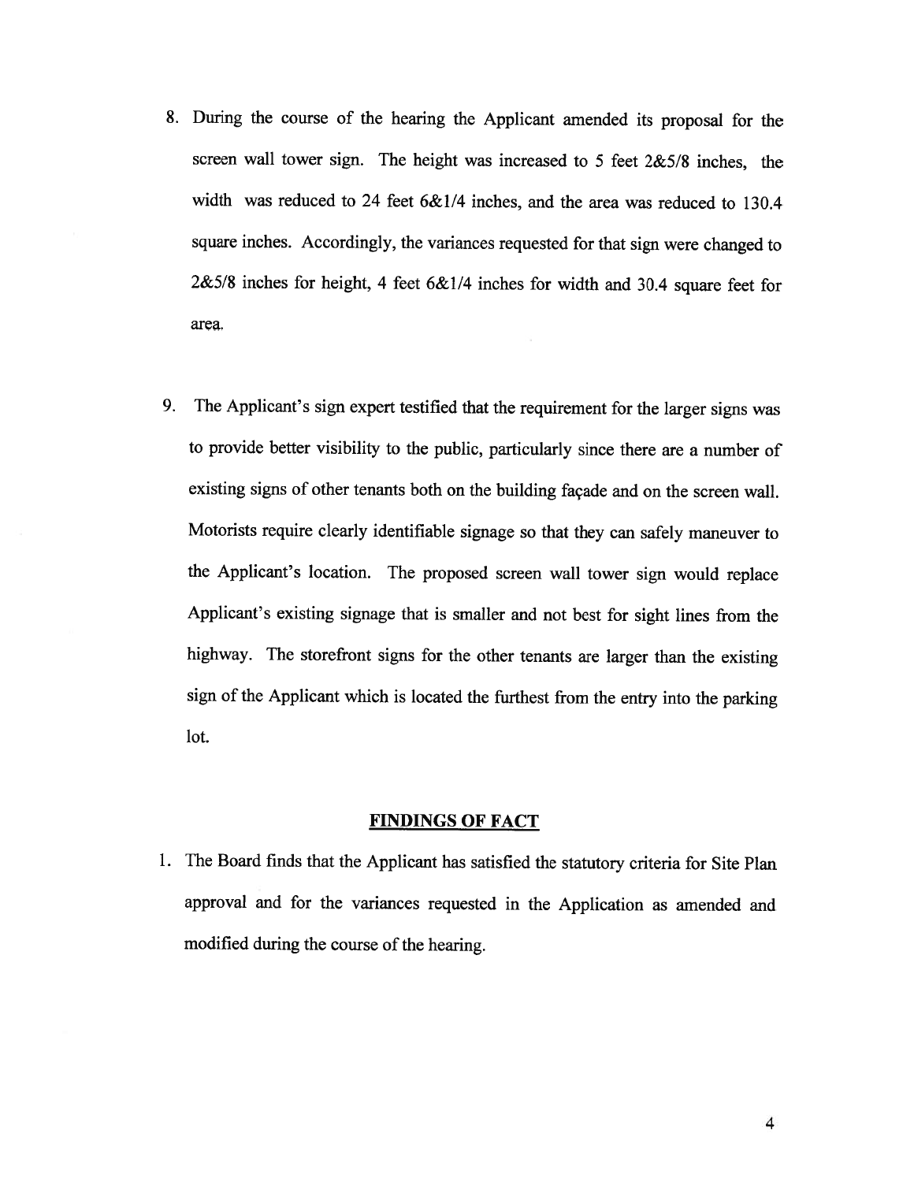8. During the course of the hearing the Applicant amended its proposal for the screen wall tower sign. The height was increased to 5 feet 2&5/8 inches, the width was reduced to 24 feet 6&1/4 inches, and the area was reduced to 130.4 square inches. Accordingly, the variances requested for that sign were changed to 2&5/8 inches for height, 4 feet 6&1/4 inches for width and 30.4 square feet for area.

9. The Applicant's sign expert testified that the requirement for the larger signs was to provide better visibility to the public, particularly since there are a number of existing signs of other tenants both on the building façade and on the screen wall. Motorists require clearly identifiable signage so that they can safely maneuver to the Applicant's location. The proposed screen wall tower sign would replace Applicant's existing signage that is smaller and not best for sight lines from the highway. The storefront signs for the other tenants are larger than the existing sign of the Applicant which is located the furthest from the entry into the parking lot.

## FINDINGS OF FACT

1. The Board finds that the Applicant has satisfied the statutory criteria for Site Plan approval and for the variances requested in the Application as amended and modified during the course of the hearing.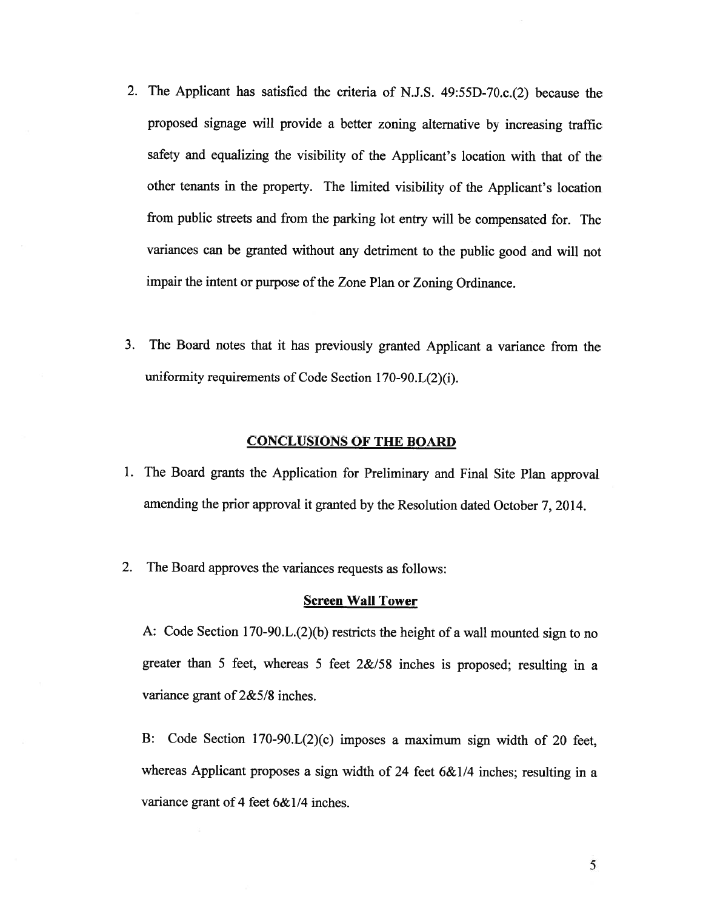2. The Applicant has satisfied the criteria of N.J.S. 49:55D-70.c.(2) because the proposed signage will provide a better zoning alternative by increasing traffic safety and equalizing the visibility of the Applicant's location with that of the other tenants in the property. The limited visibility of the Applicant's location from public streets and from the parking lot entry will be compensated for. The variances can be granted without any detriment to the public good and will not impair the intent or purpose of the Zone Plan or Zoning Ordinance.

3. The Board notes that it has previously granted Applicant a variance from the uniformity requirements of Code Section 170-90.L(2)(i).

## CONCLUSIONS OF THE BOARD

1. The Board grants the Application for Preliminary and Final Site Plan approval amending the prior approval it granted by the Resolution dated October 7, 2014.

2. The Board approves the variances requests as follows:

**Screen Wall Tower**

A: Code Section 170-90.L.(2)(b) restricts the height of a wall mounted sign to no greater than 5 feet, whereas 5 feet 2&/58 inches is proposed; resulting in a variance grant of 2&5/8 inches.

B: Code Section 170-90.L(2)(c) imposes a maximum sign width of 20 feet, whereas Applicant proposes a sign width of 24 feet 6&1/4 inches; resulting in a variance grant of 4 feet 6&1/4 inches.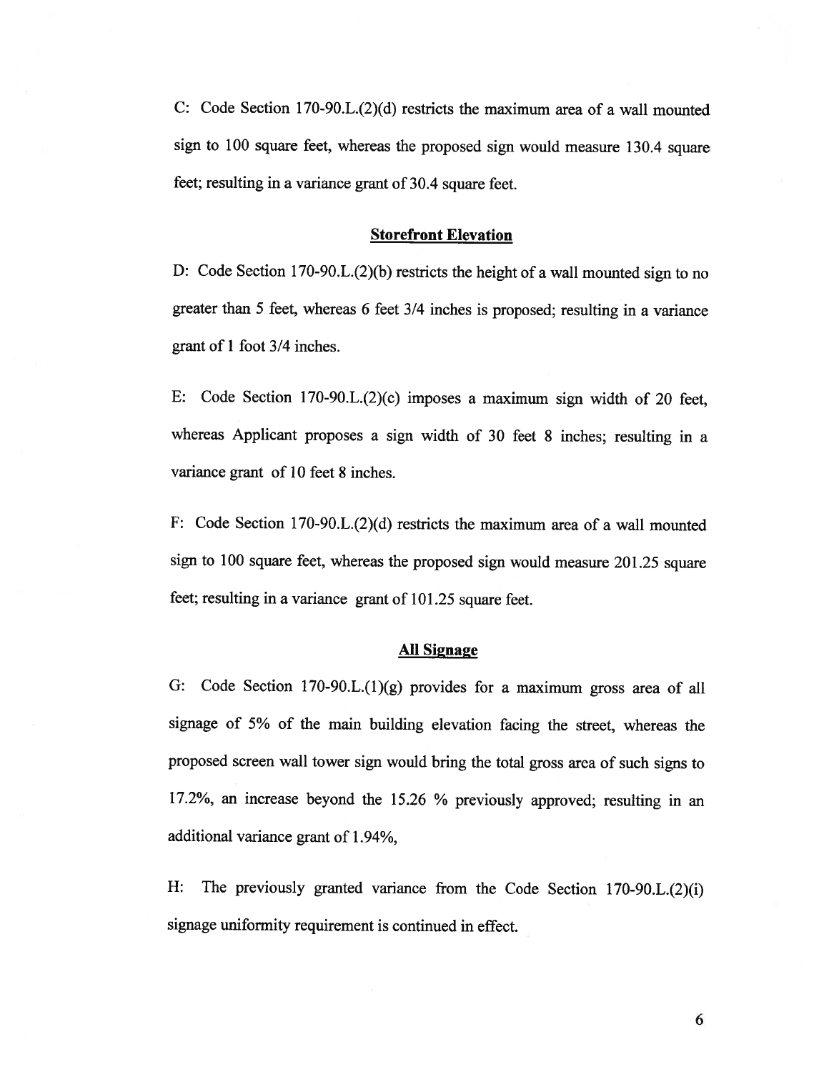C: Code Section 170-90.L.(2)(d) restricts the maximum area of a wall mounted sign to 100 square feet, whereas the proposed sign would measure 130.4 square feet; resulting in a variance grant of 30.4 square feet.

## Storefront Elevation

D: Code Section 170-90.L.(2)(b) restricts the height of a wall mounted sign to no greater than 5 feet, whereas 6 feet 3/4 inches is proposed; resulting in a variance grant of 1 foot 3/4 inches.

E: Code Section 170-90.L.(2)(c) imposes a maximum sign width of 20 feet, whereas Applicant proposes a sign width of 30 feet 8 inches; resulting in a variance grant of 10 feet 8 inches.

F: Code Section 170-90.L.(2)(d) restricts the maximum area of a wall mounted sign to 100 square feet, whereas the proposed sign would measure 201.25 square feet; resulting in a variance grant of 101.25 square feet.

## All Signage

G: Code Section 170-90.L.(1)(g) provides for a maximum gross area of all signage of 5% of the main building elevation facing the street, whereas the proposed screen wall tower sign would bring the total gross area of such signs to 17.2%, an increase beyond the 15.26 % previously approved; resulting in an additional variance grant of 1.94%,

H: The previously granted variance from the Code Section 170-90.L.(2)(i) signage uniformity requirement is continued in effect.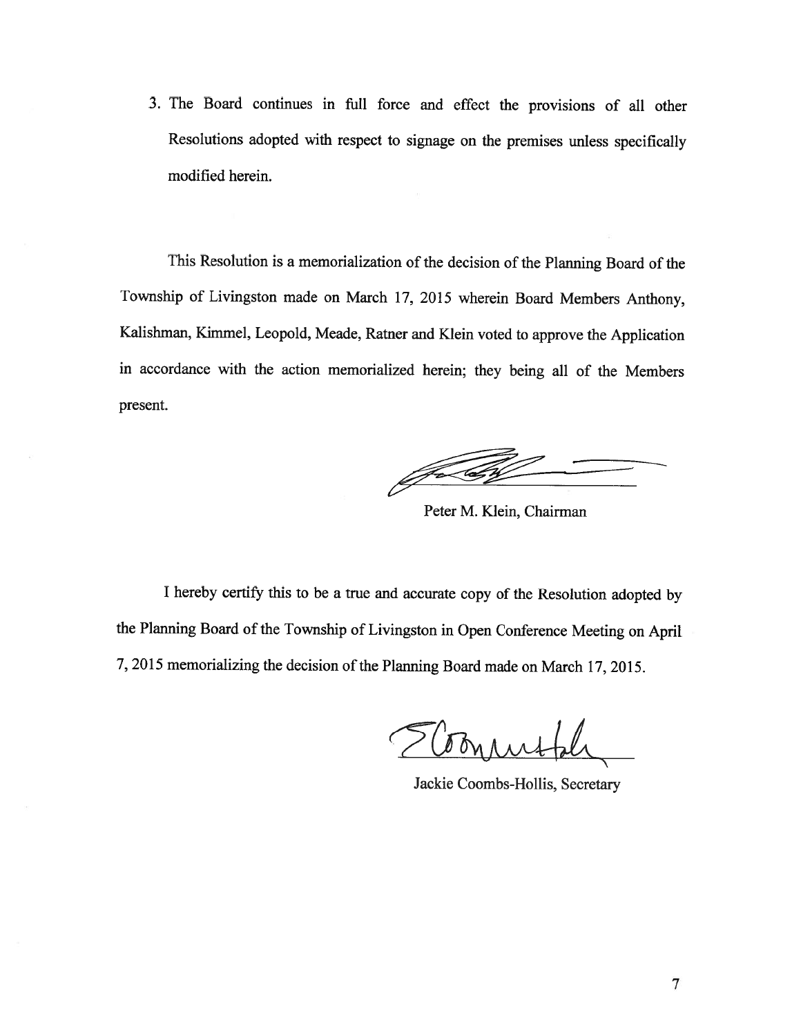3. The Board continues in full force and effect the provisions of all other Resolutions adopted with respect to signage on the premises unless specifically modified herein.

This Resolution is a memorialization of the decision of the Planning Board of the Township of Livingston made on March 17, 2015 wherein Board Members Anthony, Kalishman, Kimmel, Leopold, Meade, Ratner and Klein voted to approve the Application in accordance with the action memorialized herein; they being all of the Members present.

Peter M. Klein, Chairman

I hereby certify this to be a true and accurate copy of the Resolution adopted by the Planning Board of the Township of Livingston in Open Conference Meeting on April 7, 2015 memorializing the decision of the Planning Board made on March 17, 2015.

Jackie Coombs-Hollis, Secretary